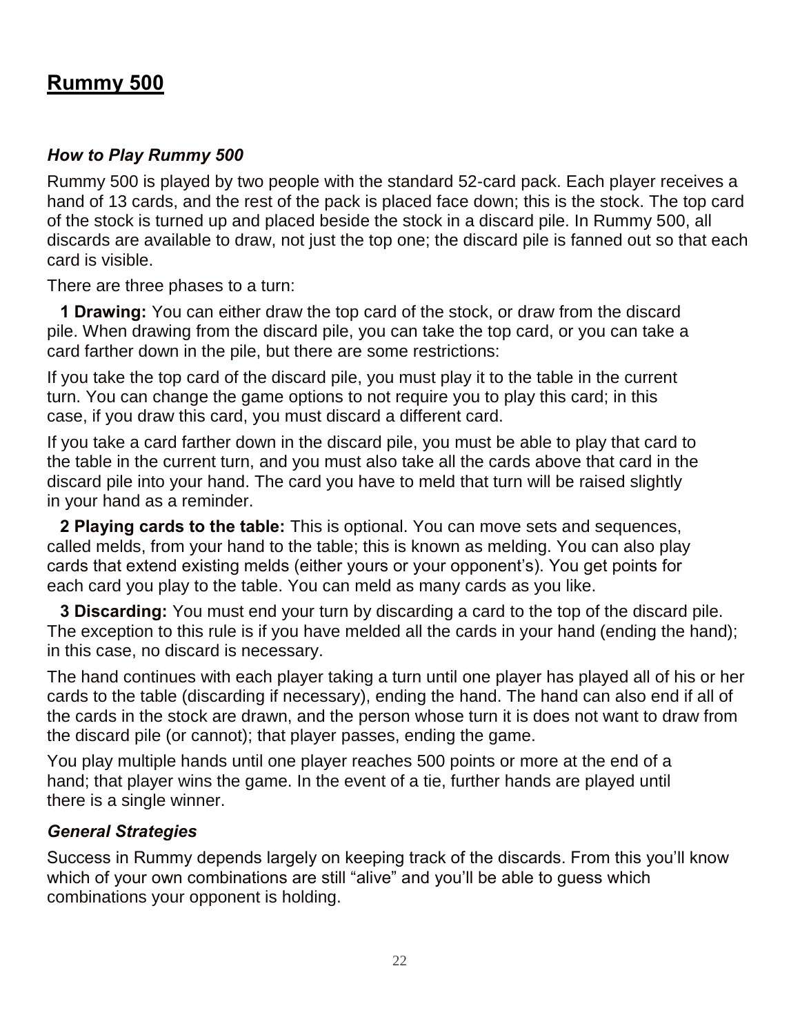# Rummy 500

## *How to Play Rummy 500*

Rummy 500 is played by two people with the standard 52-card pack. Each player receives a hand of 13 cards, and the rest of the pack is placed face down; this is the stock. The top card of the stock is turned up and placed beside the stock in a discard pile. In Rummy 500, all discards are available to draw, not just the top one; the discard pile is fanned out so that each card is visible.

There are three phases to a turn:

**1 Drawing:** You can either draw the top card of the stock, or draw from the discard pile. When drawing from the discard pile, you can take the top card, or you can take a card farther down in the pile, but there are some restrictions:

If you take the top card of the discard pile, you must play it to the table in the current turn. You can change the game options to not require you to play this card; in this case, if you draw this card, you must discard a different card.

If you take a card farther down in the discard pile, you must be able to play that card to the table in the current turn, and you must also take all the cards above that card in the discard pile into your hand. The card you have to meld that turn will be raised slightly in your hand as a reminder.

**2 Playing cards to the table:** This is optional. You can move sets and sequences, called melds, from your hand to the table; this is known as melding. You can also play cards that extend existing melds (either yours or your opponent's). You get points for each card you play to the table. You can meld as many cards as you like.

**3 Discarding:** You must end your turn by discarding a card to the top of the discard pile. The exception to this rule is if you have melded all the cards in your hand (ending the hand); in this case, no discard is necessary.

The hand continues with each player taking a turn until one player has played all of his or her cards to the table (discarding if necessary), ending the hand. The hand can also end if all of the cards in the stock are drawn, and the person whose turn it is does not want to draw from the discard pile (or cannot); that player passes, ending the game.

You play multiple hands until one player reaches 500 points or more at the end of a hand; that player wins the game. In the event of a tie, further hands are played until there is a single winner.

## *General Strategies*

Success in Rummy depends largely on keeping track of the discards. From this you'll know which of your own combinations are still "alive" and you'll be able to guess which combinations your opponent is holding.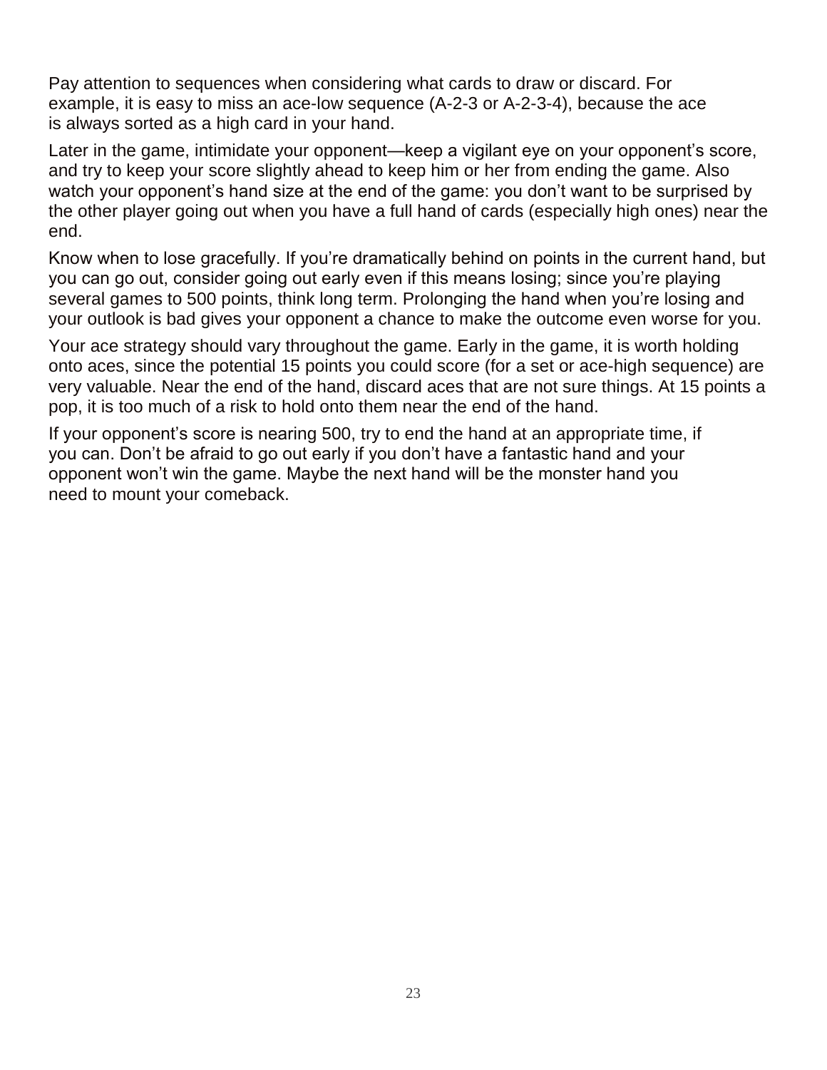Pay attention to sequences when considering what cards to draw or discard. For example, it is easy to miss an ace-low sequence (A-2-3 or A-2-3-4), because the ace is always sorted as a high card in your hand.

Later in the game, intimidate your opponent—keep a vigilant eye on your opponent's score, and try to keep your score slightly ahead to keep him or her from ending the game. Also watch your opponent's hand size at the end of the game: you don't want to be surprised by the other player going out when you have a full hand of cards (especially high ones) near the end.

Know when to lose gracefully. If you're dramatically behind on points in the current hand, but you can go out, consider going out early even if this means losing; since you're playing several games to 500 points, think long term. Prolonging the hand when you're losing and your outlook is bad gives your opponent a chance to make the outcome even worse for you.

Your ace strategy should vary throughout the game. Early in the game, it is worth holding onto aces, since the potential 15 points you could score (for a set or ace-high sequence) are very valuable. Near the end of the hand, discard aces that are not sure things. At 15 points a pop, it is too much of a risk to hold onto them near the end of the hand.

If your opponent's score is nearing 500, try to end the hand at an appropriate time, if you can. Don't be afraid to go out early if you don't have a fantastic hand and your opponent won't win the game. Maybe the next hand will be the monster hand you need to mount your comeback.